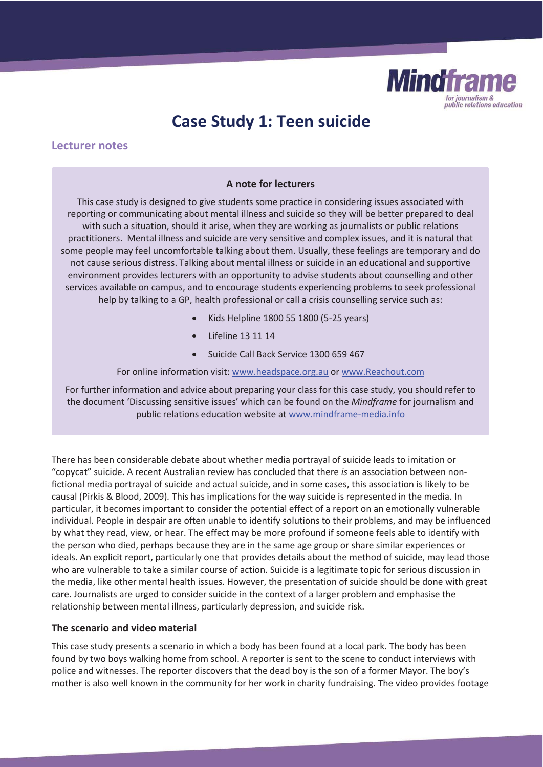Mindframe
for journalism & public relations education

# Case Study 1: Teen suicide

## Lecturer notes

**A note for lecturers**

This case study is designed to give students some practice in considering issues associated with reporting or communicating about mental illness and suicide so they will be better prepared to deal with such a situation, should it arise, when they are working as journalists or public relations practitioners. Mental illness and suicide are very sensitive and complex issues, and it is natural that some people may feel uncomfortable talking about them. Usually, these feelings are temporary and do not cause serious distress. Talking about mental illness or suicide in an educational and supportive environment provides lecturers with an opportunity to advise students about counselling and other services available on campus, and to encourage students experiencing problems to seek professional help by talking to a GP, health professional or call a crisis counselling service such as:

- Kids Helpline 1800 55 1800 (5-25 years)
- Lifeline 13 11 14
- Suicide Call Back Service 1300 659 467

For online information visit: www.headspace.org.au or www.Reachout.com

For further information and advice about preparing your class for this case study, you should refer to the document 'Discussing sensitive issues' which can be found on the *Mindframe* for journalism and public relations education website at www.mindframe-media.info

There has been considerable debate about whether media portrayal of suicide leads to imitation or "copycat" suicide. A recent Australian review has concluded that there *is* an association between non-fictional media portrayal of suicide and actual suicide, and in some cases, this association is likely to be causal (Pirkis & Blood, 2009). This has implications for the way suicide is represented in the media. In particular, it becomes important to consider the potential effect of a report on an emotionally vulnerable individual. People in despair are often unable to identify solutions to their problems, and may be influenced by what they read, view, or hear. The effect may be more profound if someone feels able to identify with the person who died, perhaps because they are in the same age group or share similar experiences or ideals. An explicit report, particularly one that provides details about the method of suicide, may lead those who are vulnerable to take a similar course of action. Suicide is a legitimate topic for serious discussion in the media, like other mental health issues. However, the presentation of suicide should be done with great care. Journalists are urged to consider suicide in the context of a larger problem and emphasise the relationship between mental illness, particularly depression, and suicide risk.

### The scenario and video material

This case study presents a scenario in which a body has been found at a local park. The body has been found by two boys walking home from school. A reporter is sent to the scene to conduct interviews with police and witnesses. The reporter discovers that the dead boy is the son of a former Mayor. The boy's mother is also well known in the community for her work in charity fundraising. The video provides footage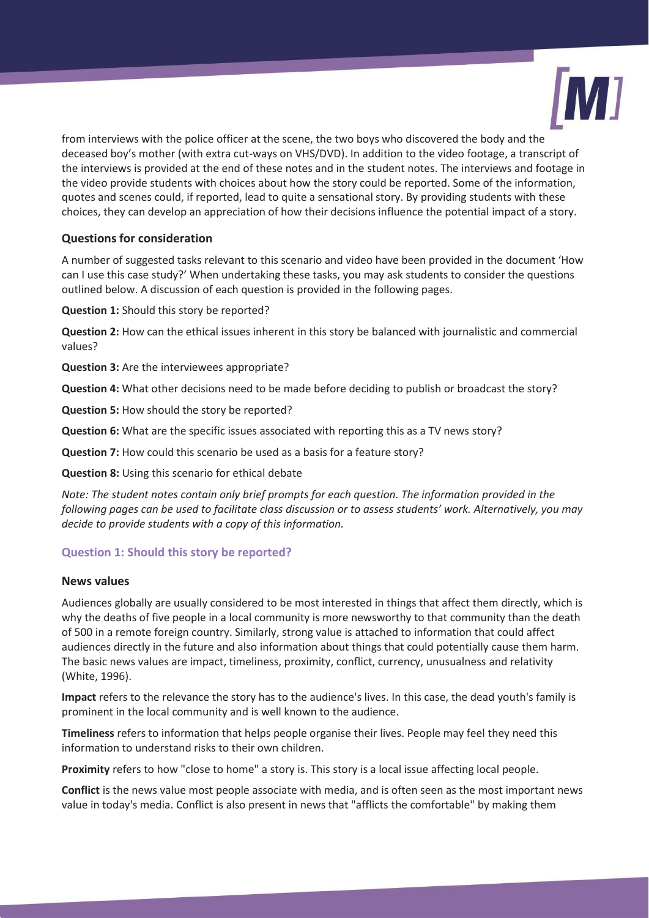from interviews with the police officer at the scene, the two boys who discovered the body and the deceased boy's mother (with extra cut-ways on VHS/DVD). In addition to the video footage, a transcript of the interviews is provided at the end of these notes and in the student notes. The interviews and footage in the video provide students with choices about how the story could be reported. Some of the information, quotes and scenes could, if reported, lead to quite a sensational story. By providing students with these choices, they can develop an appreciation of how their decisions influence the potential impact of a story.

### Questions for consideration

A number of suggested tasks relevant to this scenario and video have been provided in the document 'How can I use this case study?' When undertaking these tasks, you may ask students to consider the questions outlined below. A discussion of each question is provided in the following pages.

**Question 1:** Should this story be reported?

**Question 2:** How can the ethical issues inherent in this story be balanced with journalistic and commercial values?

**Question 3:** Are the interviewees appropriate?

**Question 4:** What other decisions need to be made before deciding to publish or broadcast the story?

**Question 5:** How should the story be reported?

**Question 6:** What are the specific issues associated with reporting this as a TV news story?

**Question 7:** How could this scenario be used as a basis for a feature story?

**Question 8:** Using this scenario for ethical debate

*Note: The student notes contain only brief prompts for each question. The information provided in the following pages can be used to facilitate class discussion or to assess students' work. Alternatively, you may decide to provide students with a copy of this information.*

## Question 1: Should this story be reported?

### News values

Audiences globally are usually considered to be most interested in things that affect them directly, which is why the deaths of five people in a local community is more newsworthy to that community than the death of 500 in a remote foreign country. Similarly, strong value is attached to information that could affect audiences directly in the future and also information about things that could potentially cause them harm. The basic news values are impact, timeliness, proximity, conflict, currency, unusualness and relativity (White, 1996).

**Impact** refers to the relevance the story has to the audience's lives. In this case, the dead youth's family is prominent in the local community and is well known to the audience.

**Timeliness** refers to information that helps people organise their lives. People may feel they need this information to understand risks to their own children.

**Proximity** refers to how "close to home" a story is. This story is a local issue affecting local people.

**Conflict** is the news value most people associate with media, and is often seen as the most important news value in today's media. Conflict is also present in news that "afflicts the comfortable" by making them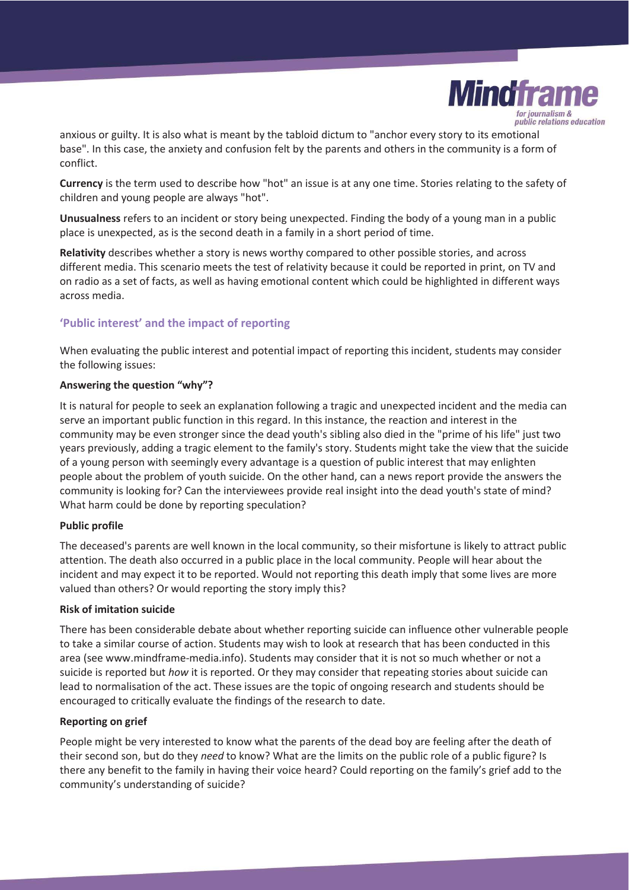anxious or guilty. It is also what is meant by the tabloid dictum to "anchor every story to its emotional base". In this case, the anxiety and confusion felt by the parents and others in the community is a form of conflict.

**Currency** is the term used to describe how "hot" an issue is at any one time. Stories relating to the safety of children and young people are always "hot".

**Unusualness** refers to an incident or story being unexpected. Finding the body of a young man in a public place is unexpected, as is the second death in a family in a short period of time.

**Relativity** describes whether a story is news worthy compared to other possible stories, and across different media. This scenario meets the test of relativity because it could be reported in print, on TV and on radio as a set of facts, as well as having emotional content which could be highlighted in different ways across media.

## 'Public interest' and the impact of reporting

When evaluating the public interest and potential impact of reporting this incident, students may consider the following issues:

**Answering the question "why"?**

It is natural for people to seek an explanation following a tragic and unexpected incident and the media can serve an important public function in this regard. In this instance, the reaction and interest in the community may be even stronger since the dead youth's sibling also died in the "prime of his life" just two years previously, adding a tragic element to the family's story. Students might take the view that the suicide of a young person with seemingly every advantage is a question of public interest that may enlighten people about the problem of youth suicide. On the other hand, can a news report provide the answers the community is looking for? Can the interviewees provide real insight into the dead youth's state of mind? What harm could be done by reporting speculation?

**Public profile**

The deceased's parents are well known in the local community, so their misfortune is likely to attract public attention. The death also occurred in a public place in the local community. People will hear about the incident and may expect it to be reported. Would not reporting this death imply that some lives are more valued than others? Or would reporting the story imply this?

**Risk of imitation suicide**

There has been considerable debate about whether reporting suicide can influence other vulnerable people to take a similar course of action. Students may wish to look at research that has been conducted in this area (see www.mindframe-media.info). Students may consider that it is not so much whether or not a suicide is reported but *how* it is reported. Or they may consider that repeating stories about suicide can lead to normalisation of the act. These issues are the topic of ongoing research and students should be encouraged to critically evaluate the findings of the research to date.

**Reporting on grief**

People might be very interested to know what the parents of the dead boy are feeling after the death of their second son, but do they *need* to know? What are the limits on the public role of a public figure? Is there any benefit to the family in having their voice heard? Could reporting on the family's grief add to the community's understanding of suicide?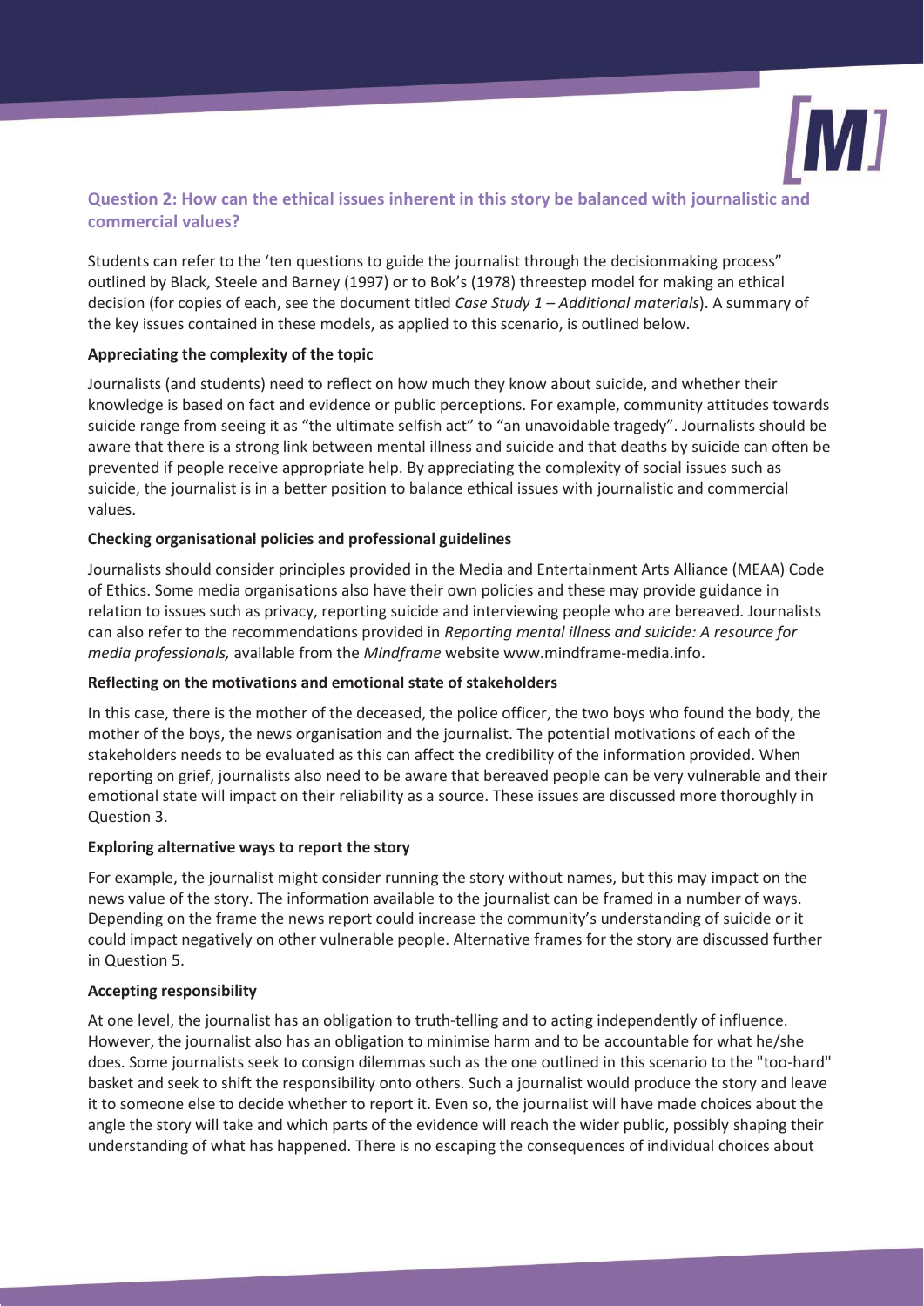## Question 2: How can the ethical issues inherent in this story be balanced with journalistic and commercial values?

Students can refer to the 'ten questions to guide the journalist through the decisionmaking process" outlined by Black, Steele and Barney (1997) or to Bok's (1978) threestep model for making an ethical decision (for copies of each, see the document titled *Case Study 1 – Additional materials*). A summary of the key issues contained in these models, as applied to this scenario, is outlined below.

**Appreciating the complexity of the topic**

Journalists (and students) need to reflect on how much they know about suicide, and whether their knowledge is based on fact and evidence or public perceptions. For example, community attitudes towards suicide range from seeing it as "the ultimate selfish act" to "an unavoidable tragedy". Journalists should be aware that there is a strong link between mental illness and suicide and that deaths by suicide can often be prevented if people receive appropriate help. By appreciating the complexity of social issues such as suicide, the journalist is in a better position to balance ethical issues with journalistic and commercial values.

**Checking organisational policies and professional guidelines**

Journalists should consider principles provided in the Media and Entertainment Arts Alliance (MEAA) Code of Ethics. Some media organisations also have their own policies and these may provide guidance in relation to issues such as privacy, reporting suicide and interviewing people who are bereaved. Journalists can also refer to the recommendations provided in *Reporting mental illness and suicide: A resource for media professionals,* available from the *Mindframe* website www.mindframe-media.info.

**Reflecting on the motivations and emotional state of stakeholders**

In this case, there is the mother of the deceased, the police officer, the two boys who found the body, the mother of the boys, the news organisation and the journalist. The potential motivations of each of the stakeholders needs to be evaluated as this can affect the credibility of the information provided. When reporting on grief, journalists also need to be aware that bereaved people can be very vulnerable and their emotional state will impact on their reliability as a source. These issues are discussed more thoroughly in Question 3.

**Exploring alternative ways to report the story**

For example, the journalist might consider running the story without names, but this may impact on the news value of the story. The information available to the journalist can be framed in a number of ways. Depending on the frame the news report could increase the community's understanding of suicide or it could impact negatively on other vulnerable people. Alternative frames for the story are discussed further in Question 5.

**Accepting responsibility**

At one level, the journalist has an obligation to truth-telling and to acting independently of influence. However, the journalist also has an obligation to minimise harm and to be accountable for what he/she does. Some journalists seek to consign dilemmas such as the one outlined in this scenario to the "too-hard" basket and seek to shift the responsibility onto others. Such a journalist would produce the story and leave it to someone else to decide whether to report it. Even so, the journalist will have made choices about the angle the story will take and which parts of the evidence will reach the wider public, possibly shaping their understanding of what has happened. There is no escaping the consequences of individual choices about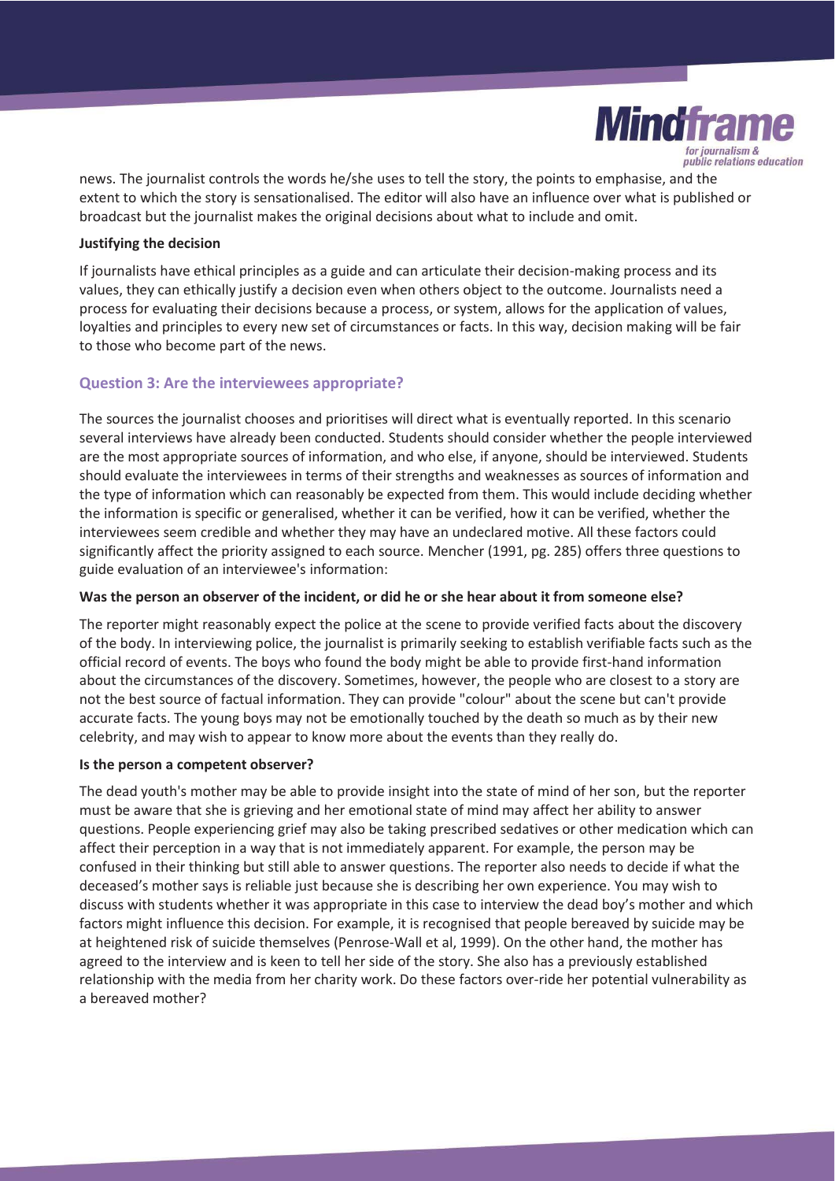news. The journalist controls the words he/she uses to tell the story, the points to emphasise, and the extent to which the story is sensationalised. The editor will also have an influence over what is published or broadcast but the journalist makes the original decisions about what to include and omit.

**Justifying the decision**

If journalists have ethical principles as a guide and can articulate their decision-making process and its values, they can ethically justify a decision even when others object to the outcome. Journalists need a process for evaluating their decisions because a process, or system, allows for the application of values, loyalties and principles to every new set of circumstances or facts. In this way, decision making will be fair to those who become part of the news.

## Question 3: Are the interviewees appropriate?

The sources the journalist chooses and prioritises will direct what is eventually reported. In this scenario several interviews have already been conducted. Students should consider whether the people interviewed are the most appropriate sources of information, and who else, if anyone, should be interviewed. Students should evaluate the interviewees in terms of their strengths and weaknesses as sources of information and the type of information which can reasonably be expected from them. This would include deciding whether the information is specific or generalised, whether it can be verified, how it can be verified, whether the interviewees seem credible and whether they may have an undeclared motive. All these factors could significantly affect the priority assigned to each source. Mencher (1991, pg. 285) offers three questions to guide evaluation of an interviewee's information:

**Was the person an observer of the incident, or did he or she hear about it from someone else?**

The reporter might reasonably expect the police at the scene to provide verified facts about the discovery of the body. In interviewing police, the journalist is primarily seeking to establish verifiable facts such as the official record of events. The boys who found the body might be able to provide first-hand information about the circumstances of the discovery. Sometimes, however, the people who are closest to a story are not the best source of factual information. They can provide "colour" about the scene but can't provide accurate facts. The young boys may not be emotionally touched by the death so much as by their new celebrity, and may wish to appear to know more about the events than they really do.

**Is the person a competent observer?**

The dead youth's mother may be able to provide insight into the state of mind of her son, but the reporter must be aware that she is grieving and her emotional state of mind may affect her ability to answer questions. People experiencing grief may also be taking prescribed sedatives or other medication which can affect their perception in a way that is not immediately apparent. For example, the person may be confused in their thinking but still able to answer questions. The reporter also needs to decide if what the deceased's mother says is reliable just because she is describing her own experience. You may wish to discuss with students whether it was appropriate in this case to interview the dead boy's mother and which factors might influence this decision. For example, it is recognised that people bereaved by suicide may be at heightened risk of suicide themselves (Penrose-Wall et al, 1999). On the other hand, the mother has agreed to the interview and is keen to tell her side of the story. She also has a previously established relationship with the media from her charity work. Do these factors over-ride her potential vulnerability as a bereaved mother?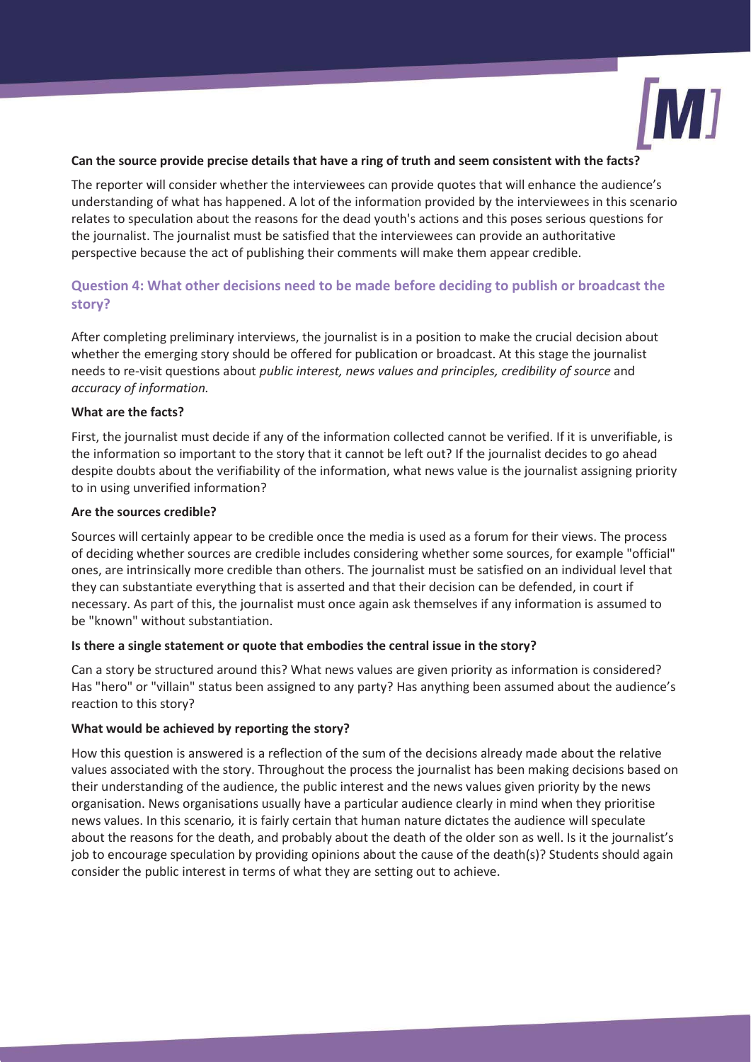**Can the source provide precise details that have a ring of truth and seem consistent with the facts?**

The reporter will consider whether the interviewees can provide quotes that will enhance the audience's understanding of what has happened. A lot of the information provided by the interviewees in this scenario relates to speculation about the reasons for the dead youth's actions and this poses serious questions for the journalist. The journalist must be satisfied that the interviewees can provide an authoritative perspective because the act of publishing their comments will make them appear credible.

## Question 4: What other decisions need to be made before deciding to publish or broadcast the story?

After completing preliminary interviews, the journalist is in a position to make the crucial decision about whether the emerging story should be offered for publication or broadcast. At this stage the journalist needs to re-visit questions about *public interest, news values and principles, credibility of source* and *accuracy of information.*

**What are the facts?**

First, the journalist must decide if any of the information collected cannot be verified. If it is unverifiable, is the information so important to the story that it cannot be left out? If the journalist decides to go ahead despite doubts about the verifiability of the information, what news value is the journalist assigning priority to in using unverified information?

**Are the sources credible?**

Sources will certainly appear to be credible once the media is used as a forum for their views. The process of deciding whether sources are credible includes considering whether some sources, for example "official" ones, are intrinsically more credible than others. The journalist must be satisfied on an individual level that they can substantiate everything that is asserted and that their decision can be defended, in court if necessary. As part of this, the journalist must once again ask themselves if any information is assumed to be "known" without substantiation.

**Is there a single statement or quote that embodies the central issue in the story?**

Can a story be structured around this? What news values are given priority as information is considered? Has "hero" or "villain" status been assigned to any party? Has anything been assumed about the audience's reaction to this story?

**What would be achieved by reporting the story?**

How this question is answered is a reflection of the sum of the decisions already made about the relative values associated with the story. Throughout the process the journalist has been making decisions based on their understanding of the audience, the public interest and the news values given priority by the news organisation. News organisations usually have a particular audience clearly in mind when they prioritise news values. In this scenario*,* it is fairly certain that human nature dictates the audience will speculate about the reasons for the death, and probably about the death of the older son as well. Is it the journalist's job to encourage speculation by providing opinions about the cause of the death(s)? Students should again consider the public interest in terms of what they are setting out to achieve.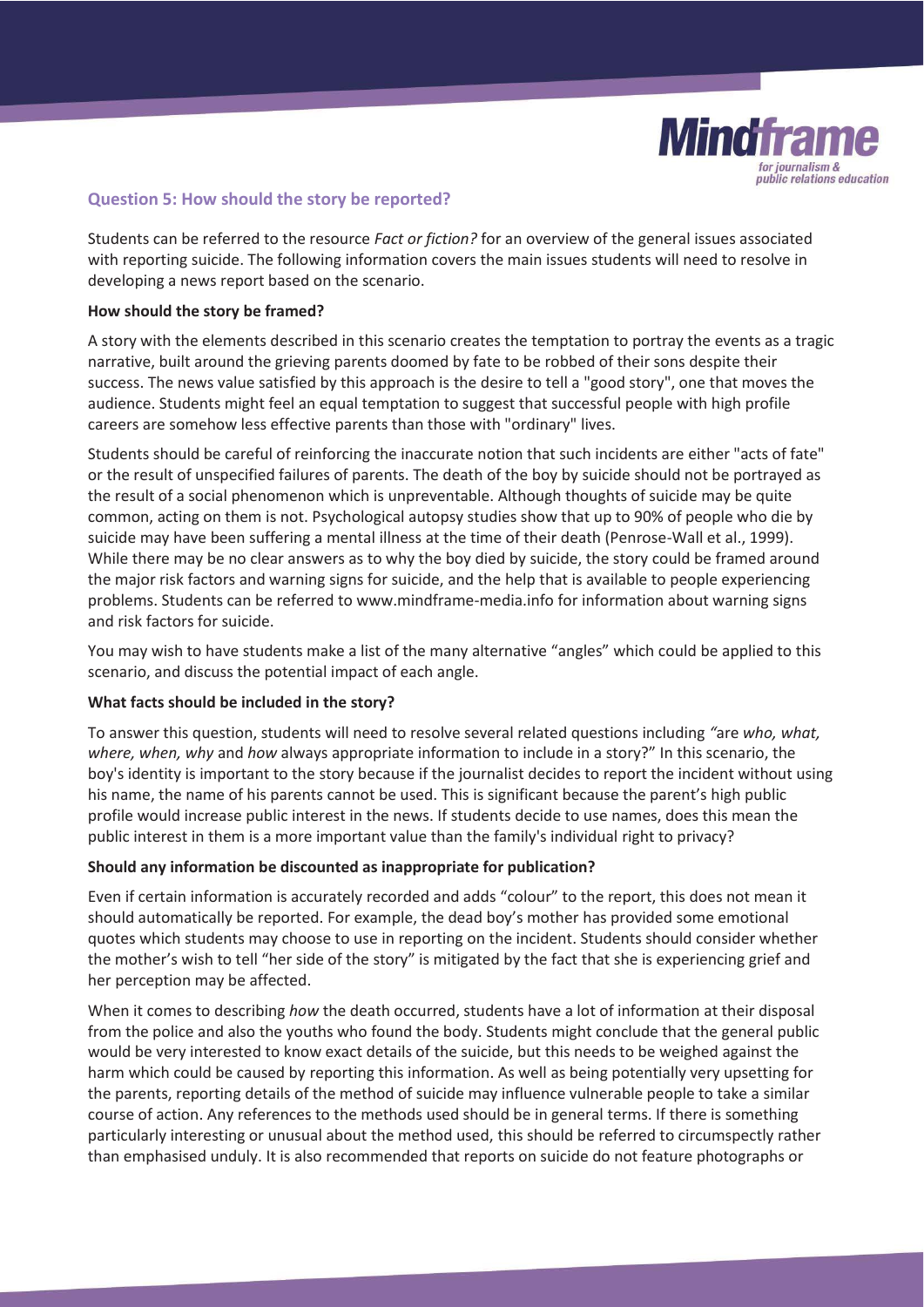## Question 5: How should the story be reported?

Students can be referred to the resource *Fact or fiction?* for an overview of the general issues associated with reporting suicide. The following information covers the main issues students will need to resolve in developing a news report based on the scenario.

**How should the story be framed?**

A story with the elements described in this scenario creates the temptation to portray the events as a tragic narrative, built around the grieving parents doomed by fate to be robbed of their sons despite their success. The news value satisfied by this approach is the desire to tell a "good story", one that moves the audience. Students might feel an equal temptation to suggest that successful people with high profile careers are somehow less effective parents than those with "ordinary" lives.

Students should be careful of reinforcing the inaccurate notion that such incidents are either "acts of fate" or the result of unspecified failures of parents. The death of the boy by suicide should not be portrayed as the result of a social phenomenon which is unpreventable. Although thoughts of suicide may be quite common, acting on them is not. Psychological autopsy studies show that up to 90% of people who die by suicide may have been suffering a mental illness at the time of their death (Penrose-Wall et al., 1999). While there may be no clear answers as to why the boy died by suicide, the story could be framed around the major risk factors and warning signs for suicide, and the help that is available to people experiencing problems. Students can be referred to www.mindframe-media.info for information about warning signs and risk factors for suicide.

You may wish to have students make a list of the many alternative "angles" which could be applied to this scenario, and discuss the potential impact of each angle.

**What facts should be included in the story?**

To answer this question, students will need to resolve several related questions including *"*are *who, what, where, when, why* and *how* always appropriate information to include in a story?" In this scenario, the boy's identity is important to the story because if the journalist decides to report the incident without using his name, the name of his parents cannot be used. This is significant because the parent's high public profile would increase public interest in the news. If students decide to use names, does this mean the public interest in them is a more important value than the family's individual right to privacy?

**Should any information be discounted as inappropriate for publication?**

Even if certain information is accurately recorded and adds "colour" to the report, this does not mean it should automatically be reported. For example, the dead boy's mother has provided some emotional quotes which students may choose to use in reporting on the incident. Students should consider whether the mother's wish to tell "her side of the story" is mitigated by the fact that she is experiencing grief and her perception may be affected.

When it comes to describing *how* the death occurred, students have a lot of information at their disposal from the police and also the youths who found the body. Students might conclude that the general public would be very interested to know exact details of the suicide, but this needs to be weighed against the harm which could be caused by reporting this information. As well as being potentially very upsetting for the parents, reporting details of the method of suicide may influence vulnerable people to take a similar course of action. Any references to the methods used should be in general terms. If there is something particularly interesting or unusual about the method used, this should be referred to circumspectly rather than emphasised unduly. It is also recommended that reports on suicide do not feature photographs or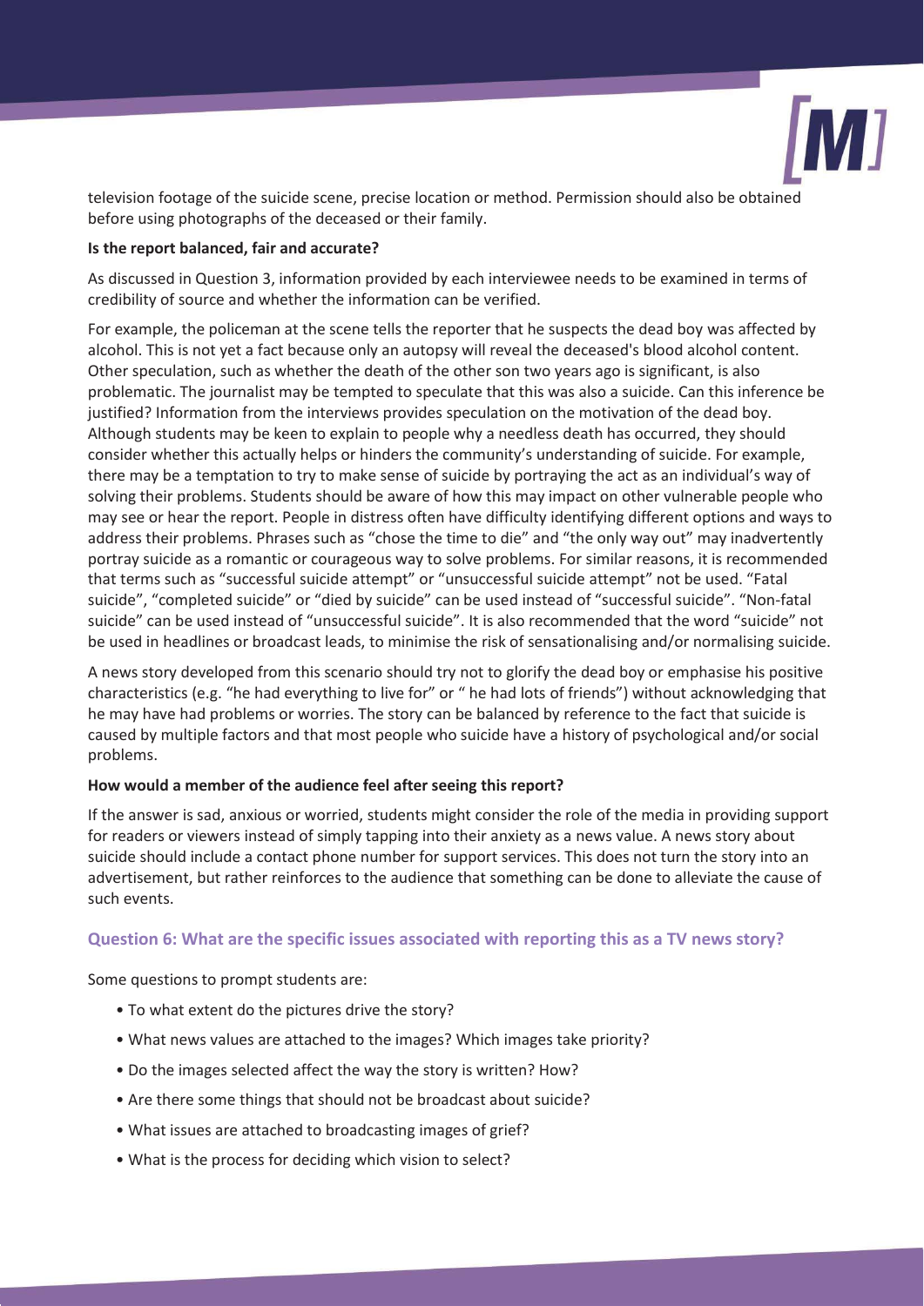television footage of the suicide scene, precise location or method. Permission should also be obtained before using photographs of the deceased or their family.

**Is the report balanced, fair and accurate?**

As discussed in Question 3, information provided by each interviewee needs to be examined in terms of credibility of source and whether the information can be verified.

For example, the policeman at the scene tells the reporter that he suspects the dead boy was affected by alcohol. This is not yet a fact because only an autopsy will reveal the deceased's blood alcohol content. Other speculation, such as whether the death of the other son two years ago is significant, is also problematic. The journalist may be tempted to speculate that this was also a suicide. Can this inference be justified? Information from the interviews provides speculation on the motivation of the dead boy. Although students may be keen to explain to people why a needless death has occurred, they should consider whether this actually helps or hinders the community's understanding of suicide. For example, there may be a temptation to try to make sense of suicide by portraying the act as an individual's way of solving their problems. Students should be aware of how this may impact on other vulnerable people who may see or hear the report. People in distress often have difficulty identifying different options and ways to address their problems. Phrases such as "chose the time to die" and "the only way out" may inadvertently portray suicide as a romantic or courageous way to solve problems. For similar reasons, it is recommended that terms such as "successful suicide attempt" or "unsuccessful suicide attempt" not be used. "Fatal suicide", "completed suicide" or "died by suicide" can be used instead of "successful suicide". "Non-fatal suicide" can be used instead of "unsuccessful suicide". It is also recommended that the word "suicide" not be used in headlines or broadcast leads, to minimise the risk of sensationalising and/or normalising suicide.

A news story developed from this scenario should try not to glorify the dead boy or emphasise his positive characteristics (e.g. "he had everything to live for" or " he had lots of friends") without acknowledging that he may have had problems or worries. The story can be balanced by reference to the fact that suicide is caused by multiple factors and that most people who suicide have a history of psychological and/or social problems.

**How would a member of the audience feel after seeing this report?**

If the answer is sad, anxious or worried, students might consider the role of the media in providing support for readers or viewers instead of simply tapping into their anxiety as a news value. A news story about suicide should include a contact phone number for support services. This does not turn the story into an advertisement, but rather reinforces to the audience that something can be done to alleviate the cause of such events.

### Question 6: What are the specific issues associated with reporting this as a TV news story?

Some questions to prompt students are:

- To what extent do the pictures drive the story?
- What news values are attached to the images? Which images take priority?
- Do the images selected affect the way the story is written? How?
- Are there some things that should not be broadcast about suicide?
- What issues are attached to broadcasting images of grief?
- What is the process for deciding which vision to select?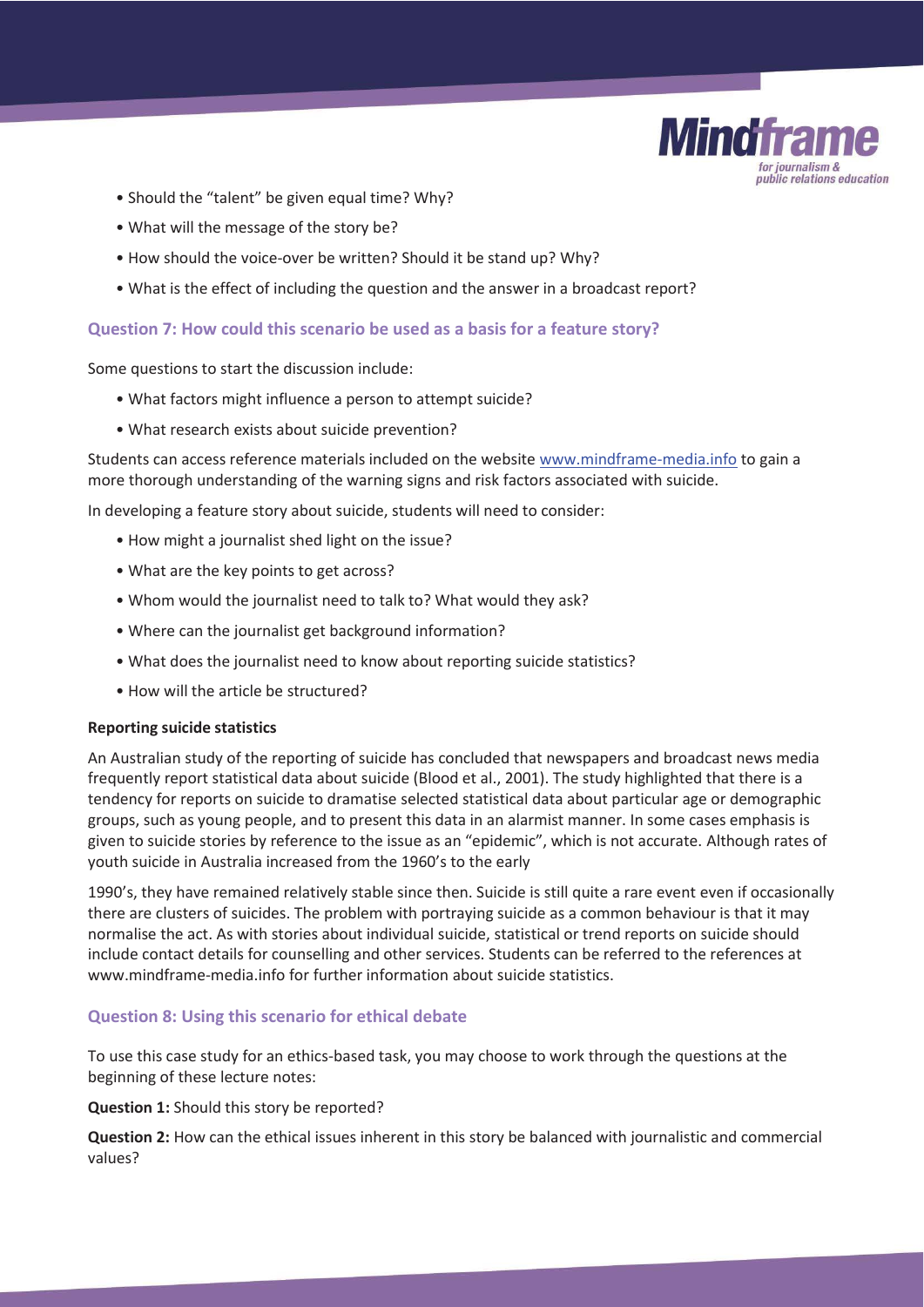- Should the "talent" be given equal time? Why?
- What will the message of the story be?
- How should the voice-over be written? Should it be stand up? Why?
- What is the effect of including the question and the answer in a broadcast report?

### Question 7: How could this scenario be used as a basis for a feature story?

Some questions to start the discussion include:

- What factors might influence a person to attempt suicide?
- What research exists about suicide prevention?

Students can access reference materials included on the website www.mindframe-media.info to gain a more thorough understanding of the warning signs and risk factors associated with suicide.

In developing a feature story about suicide, students will need to consider:

- How might a journalist shed light on the issue?
- What are the key points to get across?
- Whom would the journalist need to talk to? What would they ask?
- Where can the journalist get background information?
- What does the journalist need to know about reporting suicide statistics?
- How will the article be structured?

**Reporting suicide statistics**

An Australian study of the reporting of suicide has concluded that newspapers and broadcast news media frequently report statistical data about suicide (Blood et al., 2001). The study highlighted that there is a tendency for reports on suicide to dramatise selected statistical data about particular age or demographic groups, such as young people, and to present this data in an alarmist manner. In some cases emphasis is given to suicide stories by reference to the issue as an "epidemic", which is not accurate. Although rates of youth suicide in Australia increased from the 1960's to the early 1990's, they have remained relatively stable since then. Suicide is still quite a rare event even if occasionally there are clusters of suicides. The problem with portraying suicide as a common behaviour is that it may normalise the act. As with stories about individual suicide, statistical or trend reports on suicide should include contact details for counselling and other services. Students can be referred to the references at www.mindframe-media.info for further information about suicide statistics.

### Question 8: Using this scenario for ethical debate

To use this case study for an ethics-based task, you may choose to work through the questions at the beginning of these lecture notes:

**Question 1:** Should this story be reported?

**Question 2:** How can the ethical issues inherent in this story be balanced with journalistic and commercial values?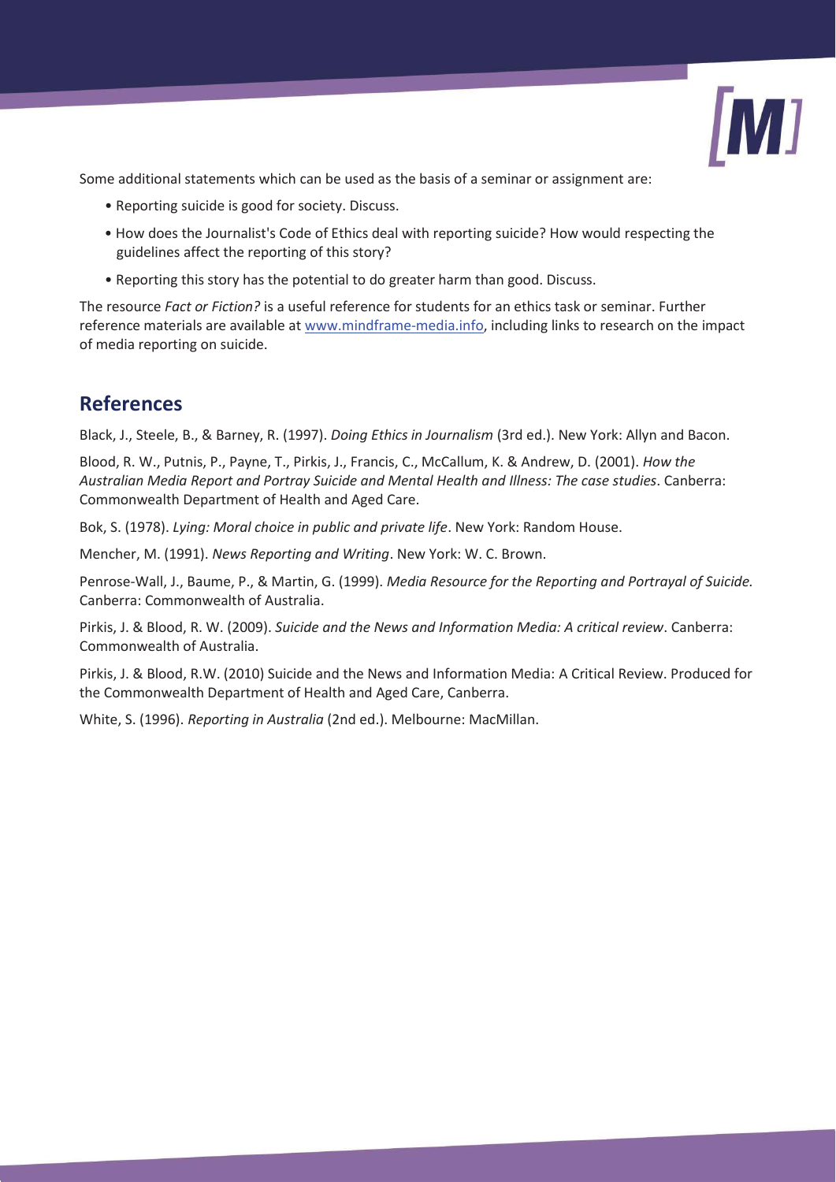Some additional statements which can be used as the basis of a seminar or assignment are:

- Reporting suicide is good for society. Discuss.
- How does the Journalist's Code of Ethics deal with reporting suicide? How would respecting the guidelines affect the reporting of this story?
- Reporting this story has the potential to do greater harm than good. Discuss.

The resource *Fact or Fiction?* is a useful reference for students for an ethics task or seminar. Further reference materials are available at www.mindframe-media.info, including links to research on the impact of media reporting on suicide.

## References

Black, J., Steele, B., & Barney, R. (1997). *Doing Ethics in Journalism* (3rd ed.). New York: Allyn and Bacon.

Blood, R. W., Putnis, P., Payne, T., Pirkis, J., Francis, C., McCallum, K. & Andrew, D. (2001). *How the Australian Media Report and Portray Suicide and Mental Health and Illness: The case studies*. Canberra: Commonwealth Department of Health and Aged Care.

Bok, S. (1978). *Lying: Moral choice in public and private life*. New York: Random House.

Mencher, M. (1991). *News Reporting and Writing*. New York: W. C. Brown.

Penrose-Wall, J., Baume, P., & Martin, G. (1999). *Media Resource for the Reporting and Portrayal of Suicide.* Canberra: Commonwealth of Australia.

Pirkis, J. & Blood, R. W. (2009). *Suicide and the News and Information Media: A critical review*. Canberra: Commonwealth of Australia.

Pirkis, J. & Blood, R.W. (2010) Suicide and the News and Information Media: A Critical Review. Produced for the Commonwealth Department of Health and Aged Care, Canberra.

White, S. (1996). *Reporting in Australia* (2nd ed.). Melbourne: MacMillan.